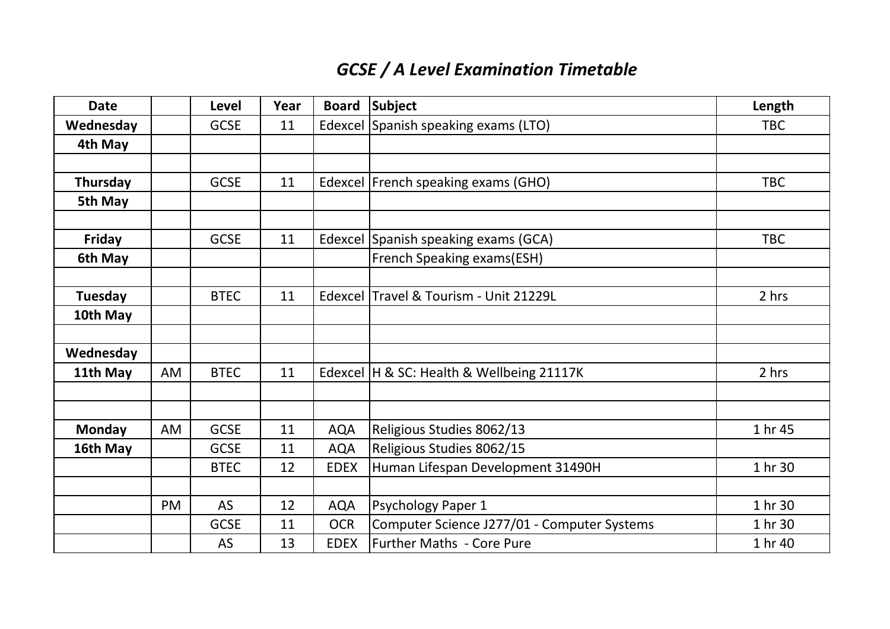# *GCSE / A Level Examination Timetable*

| Date | | Level | Year | Board | Subject | Length |
|---|---|---|---|---|---|---|
| **Wednesday** | | GCSE | 11 | Edexcel | Spanish speaking exams (LTO) | TBC |
| **4th May** | | | | | | |
| | | | | | | |
| **Thursday** | | GCSE | 11 | Edexcel | French speaking exams (GHO) | TBC |
| **5th May** | | | | | | |
| | | | | | | |
| **Friday** | | GCSE | 11 | Edexcel | Spanish speaking exams (GCA) | TBC |
| **6th May** | | | | | French Speaking exams(ESH) | |
| | | | | | | |
| **Tuesday** | | BTEC | 11 | Edexcel | Travel & Tourism - Unit 21229L | 2 hrs |
| **10th May** | | | | | | |
| | | | | | | |
| **Wednesday** | | | | | | |
| **11th May** | AM | BTEC | 11 | Edexcel | H & SC: Health & Wellbeing 21117K | 2 hrs |
| | | | | | | |
| | | | | | | |
| **Monday** | AM | GCSE | 11 | AQA | Religious Studies 8062/13 | 1 hr 45 |
| **16th May** | | GCSE | 11 | AQA | Religious Studies 8062/15 | |
| | | BTEC | 12 | EDEX | Human Lifespan Development 31490H | 1 hr 30 |
| | | | | | | |
| | PM | AS | 12 | AQA | Psychology Paper 1 | 1 hr 30 |
| | | GCSE | 11 | OCR | Computer Science J277/01 - Computer Systems | 1 hr 30 |
| | | AS | 13 | EDEX | Further Maths - Core Pure | 1 hr 40 |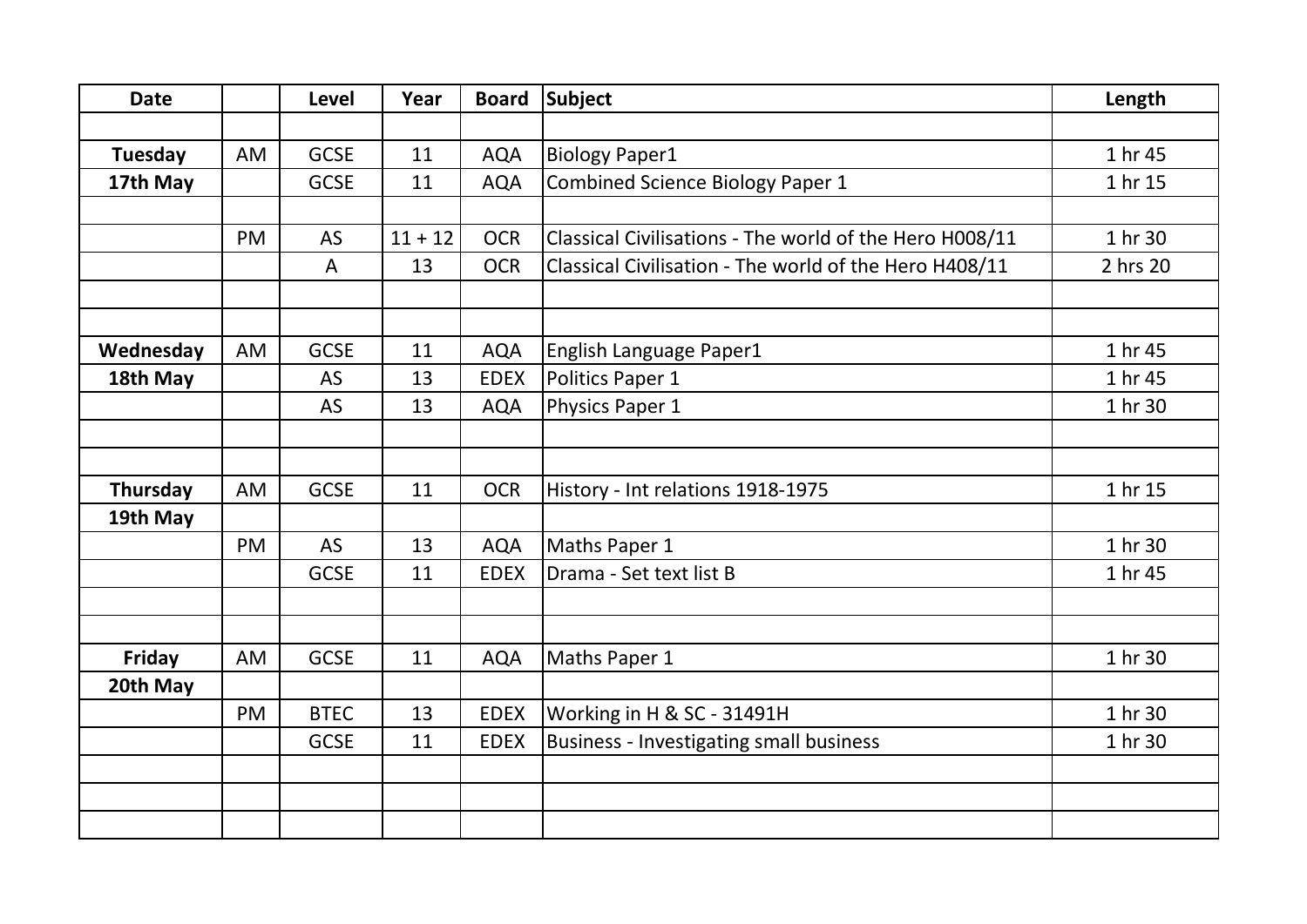| Date | | Level | Year | Board | Subject | Length |
|---|---|---|---|---|---|---|
| | | | | | | |
| **Tuesday** | AM | GCSE | 11 | AQA | Biology Paper1 | 1 hr 45 |
| **17th May** | | GCSE | 11 | AQA | Combined Science Biology Paper 1 | 1 hr 15 |
| | | | | | | |
| | PM | AS | 11 + 12 | OCR | Classical Civilisations - The world of the Hero H008/11 | 1 hr 30 |
| | | A | 13 | OCR | Classical Civilisation - The world of the Hero H408/11 | 2 hrs 20 |
| | | | | | | |
| | | | | | | |
| **Wednesday** | AM | GCSE | 11 | AQA | English Language Paper1 | 1 hr 45 |
| **18th May** | | AS | 13 | EDEX | Politics Paper 1 | 1 hr 45 |
| | | AS | 13 | AQA | Physics Paper 1 | 1 hr 30 |
| | | | | | | |
| | | | | | | |
| **Thursday** | AM | GCSE | 11 | OCR | History - Int relations 1918-1975 | 1 hr 15 |
| **19th May** | | | | | | |
| | PM | AS | 13 | AQA | Maths Paper 1 | 1 hr 30 |
| | | GCSE | 11 | EDEX | Drama - Set text list B | 1 hr 45 |
| | | | | | | |
| | | | | | | |
| **Friday** | AM | GCSE | 11 | AQA | Maths Paper 1 | 1 hr 30 |
| **20th May** | | | | | | |
| | PM | BTEC | 13 | EDEX | Working in H & SC - 31491H | 1 hr 30 |
| | | GCSE | 11 | EDEX | Business - Investigating small business | 1 hr 30 |
| | | | | | | |
| | | | | | | |
| | | | | | | |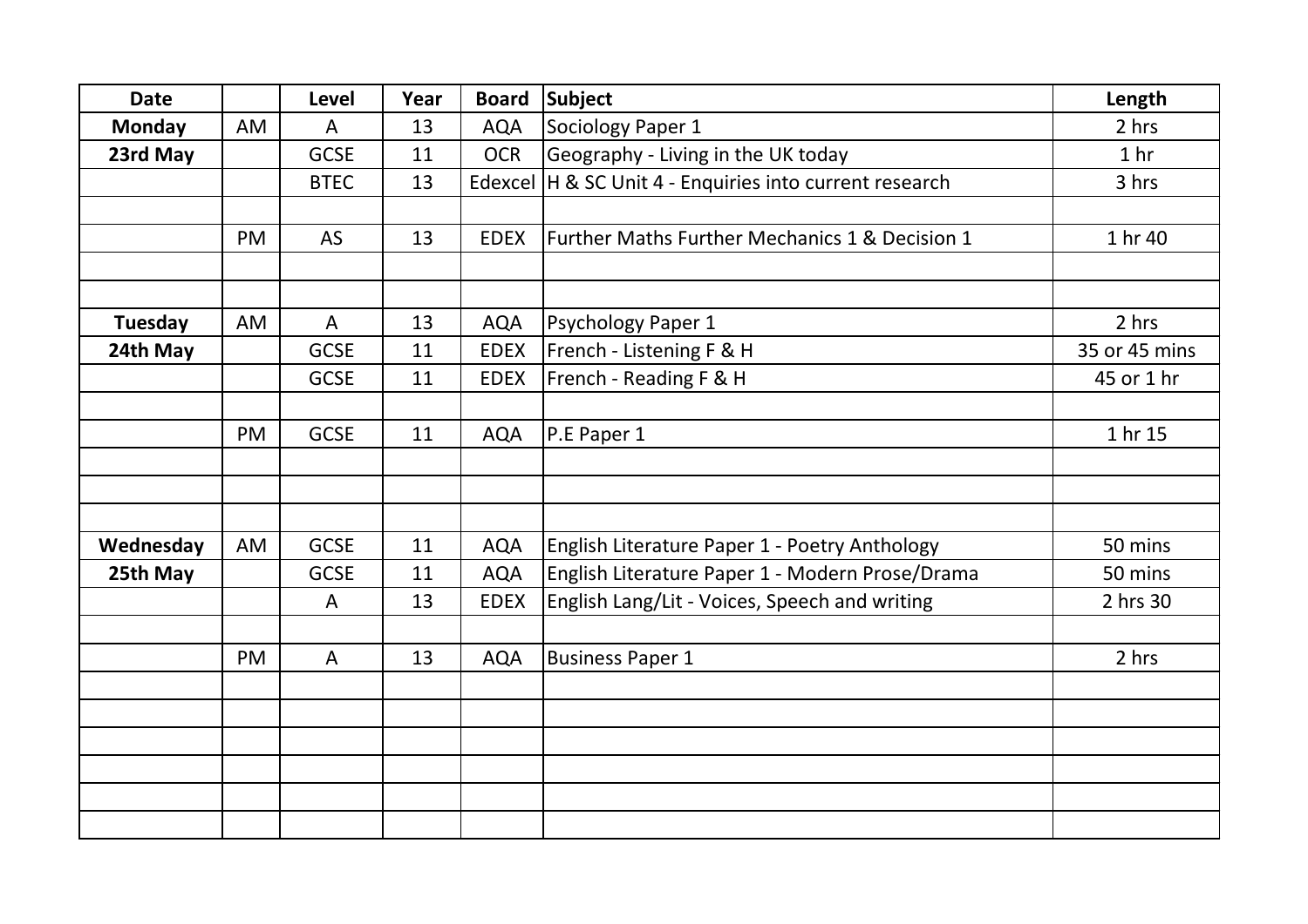| Date | | Level | Year | Board | Subject | Length |
|---|---|---|---|---|---|---|
| **Monday** | AM | A | 13 | AQA | Sociology Paper 1 | 2 hrs |
| **23rd May** | | GCSE | 11 | OCR | Geography - Living in the UK today | 1 hr |
| | | BTEC | 13 | Edexcel | H & SC Unit 4 - Enquiries into current research | 3 hrs |
| | | | | | | |
| | PM | AS | 13 | EDEX | Further Maths Further Mechanics 1 & Decision 1 | 1 hr 40 |
| | | | | | | |
| | | | | | | |
| **Tuesday** | AM | A | 13 | AQA | Psychology Paper 1 | 2 hrs |
| **24th May** | | GCSE | 11 | EDEX | French - Listening F & H | 35 or 45 mins |
| | | GCSE | 11 | EDEX | French - Reading F & H | 45 or 1 hr |
| | | | | | | |
| | PM | GCSE | 11 | AQA | P.E Paper 1 | 1 hr 15 |
| | | | | | | |
| | | | | | | |
| | | | | | | |
| **Wednesday** | AM | GCSE | 11 | AQA | English Literature Paper 1 - Poetry Anthology | 50 mins |
| **25th May** | | GCSE | 11 | AQA | English Literature Paper 1 - Modern Prose/Drama | 50 mins |
| | | A | 13 | EDEX | English Lang/Lit - Voices, Speech and writing | 2 hrs 30 |
| | | | | | | |
| | PM | A | 13 | AQA | Business Paper 1 | 2 hrs |
| | | | | | | |
| | | | | | | |
| | | | | | | |
| | | | | | | |
| | | | | | | |
| | | | | | | |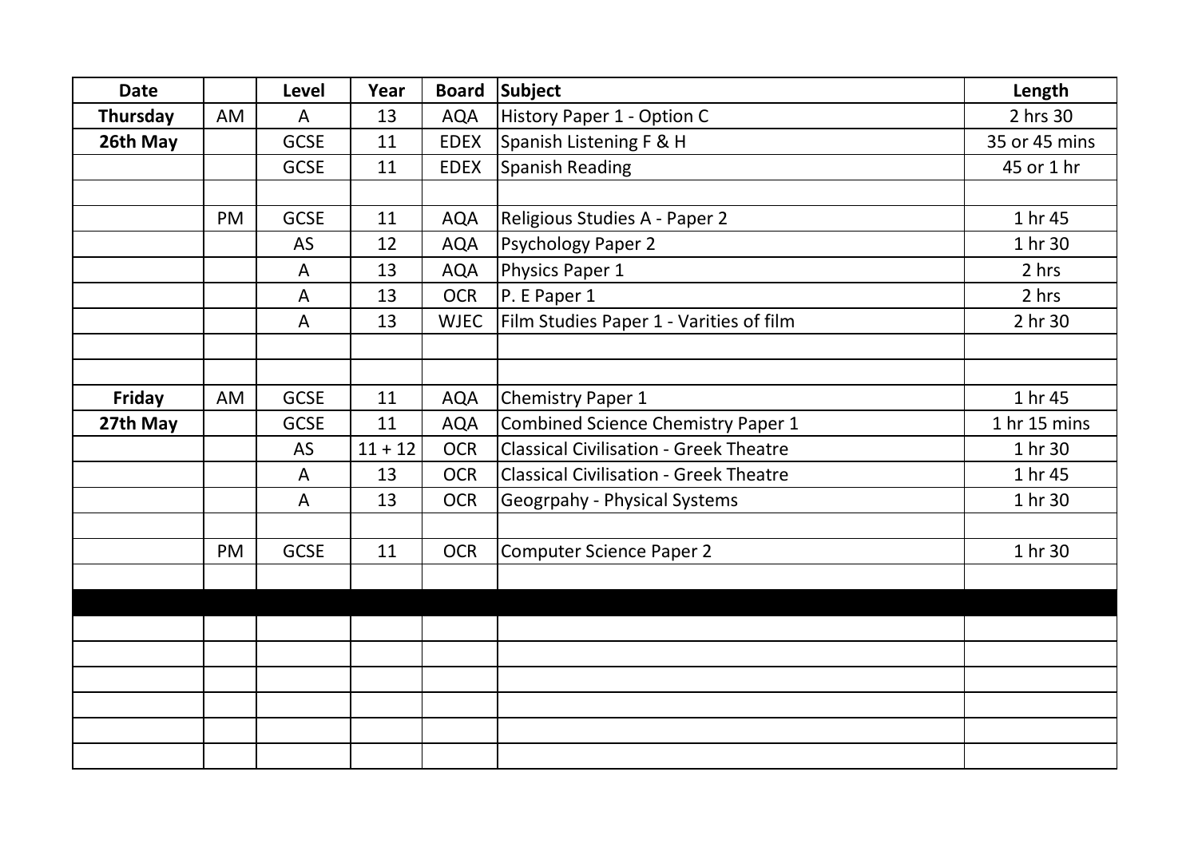| Date | | Level | Year | Board | Subject | Length |
|---|---|---|---|---|---|---|
| **Thursday** | AM | A | 13 | AQA | History Paper 1 - Option C | 2 hrs 30 |
| **26th May** | | GCSE | 11 | EDEX | Spanish Listening F & H | 35 or 45 mins |
| | | GCSE | 11 | EDEX | Spanish Reading | 45 or 1 hr |
| | | | | | | |
| | PM | GCSE | 11 | AQA | Religious Studies A - Paper 2 | 1 hr 45 |
| | | AS | 12 | AQA | Psychology Paper 2 | 1 hr 30 |
| | | A | 13 | AQA | Physics Paper 1 | 2 hrs |
| | | A | 13 | OCR | P. E Paper 1 | 2 hrs |
| | | A | 13 | WJEC | Film Studies Paper 1 - Varities of film | 2 hr 30 |
| | | | | | | |
| | | | | | | |
| **Friday** | AM | GCSE | 11 | AQA | Chemistry Paper 1 | 1 hr 45 |
| **27th May** | | GCSE | 11 | AQA | Combined Science Chemistry Paper 1 | 1 hr 15 mins |
| | | AS | 11 + 12 | OCR | Classical Civilisation - Greek Theatre | 1 hr 30 |
| | | A | 13 | OCR | Classical Civilisation - Greek Theatre | 1 hr 45 |
| | | A | 13 | OCR | Geogrpahy - Physical Systems | 1 hr 30 |
| | | | | | | |
| | PM | GCSE | 11 | OCR | Computer Science Paper 2 | 1 hr 30 |
| | | | | | | |
| | | | | | | |
| | | | | | | |
| | | | | | | |
| | | | | | | |
| | | | | | | |
| | | | | | | |
| | | | | | | |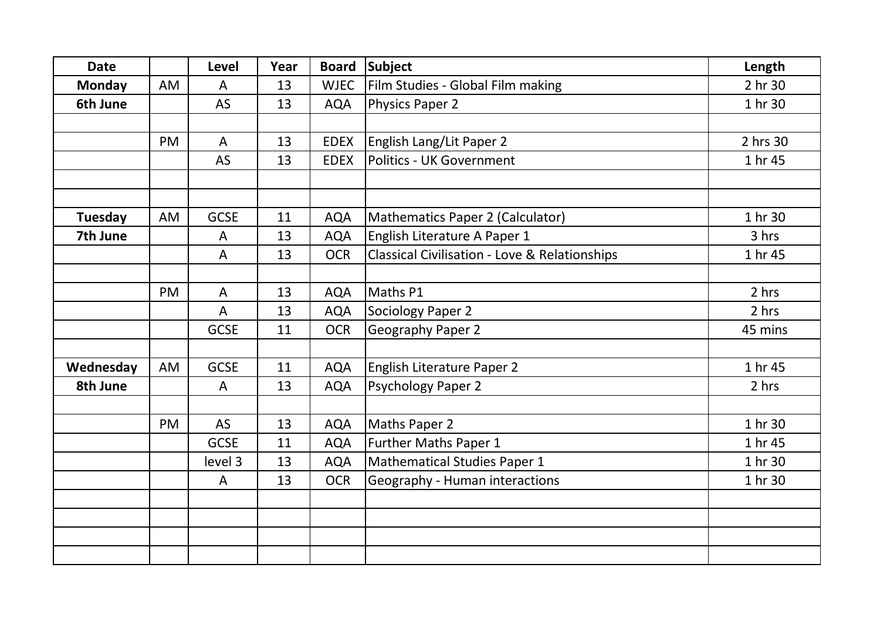| Date | | Level | Year | Board | Subject | Length |
|---|---|---|---|---|---|---|
| **Monday** | AM | A | 13 | WJEC | Film Studies - Global Film making | 2 hr 30 |
| **6th June** | | AS | 13 | AQA | Physics Paper 2 | 1 hr 30 |
| | | | | | | |
| | PM | A | 13 | EDEX | English Lang/Lit Paper 2 | 2 hrs 30 |
| | | AS | 13 | EDEX | Politics - UK Government | 1 hr 45 |
| | | | | | | |
| | | | | | | |
| **Tuesday** | AM | GCSE | 11 | AQA | Mathematics Paper 2 (Calculator) | 1 hr 30 |
| **7th June** | | A | 13 | AQA | English Literature A Paper 1 | 3 hrs |
| | | A | 13 | OCR | Classical Civilisation - Love & Relationships | 1 hr 45 |
| | | | | | | |
| | PM | A | 13 | AQA | Maths P1 | 2 hrs |
| | | A | 13 | AQA | Sociology Paper 2 | 2 hrs |
| | | GCSE | 11 | OCR | Geography Paper 2 | 45 mins |
| | | | | | | |
| **Wednesday** | AM | GCSE | 11 | AQA | English Literature Paper 2 | 1 hr 45 |
| **8th June** | | A | 13 | AQA | Psychology Paper 2 | 2 hrs |
| | | | | | | |
| | PM | AS | 13 | AQA | Maths Paper 2 | 1 hr 30 |
| | | GCSE | 11 | AQA | Further Maths Paper 1 | 1 hr 45 |
| | | level 3 | 13 | AQA | Mathematical Studies Paper 1 | 1 hr 30 |
| | | A | 13 | OCR | Geography - Human interactions | 1 hr 30 |
| | | | | | | |
| | | | | | | |
| | | | | | | |
| | | | | | | |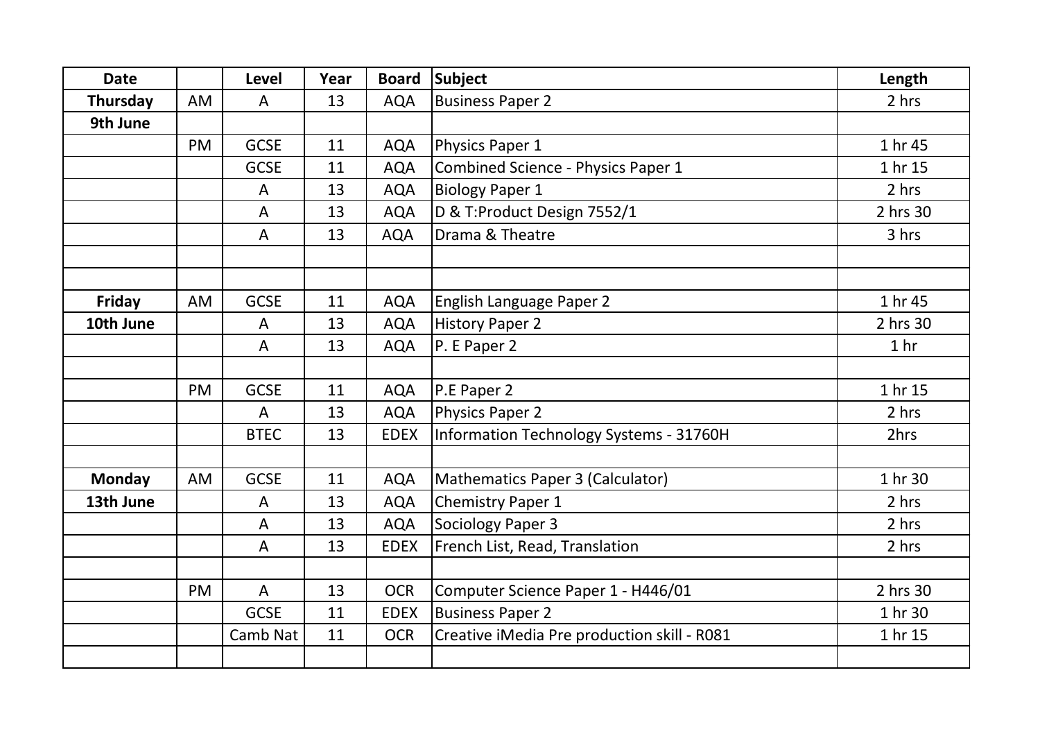| Date | | Level | Year | Board | Subject | Length |
|---|---|---|---|---|---|---|
| **Thursday** | AM | A | 13 | AQA | Business Paper 2 | 2 hrs |
| **9th June** | | | | | | |
| | PM | GCSE | 11 | AQA | Physics Paper 1 | 1 hr 45 |
| | | GCSE | 11 | AQA | Combined Science - Physics Paper 1 | 1 hr 15 |
| | | A | 13 | AQA | Biology Paper 1 | 2 hrs |
| | | A | 13 | AQA | D & T:Product Design 7552/1 | 2 hrs 30 |
| | | A | 13 | AQA | Drama & Theatre | 3 hrs |
| | | | | | | |
| | | | | | | |
| **Friday** | AM | GCSE | 11 | AQA | English Language Paper 2 | 1 hr 45 |
| **10th June** | | A | 13 | AQA | History Paper 2 | 2 hrs 30 |
| | | A | 13 | AQA | P. E Paper 2 | 1 hr |
| | | | | | | |
| | PM | GCSE | 11 | AQA | P.E Paper 2 | 1 hr 15 |
| | | A | 13 | AQA | Physics Paper 2 | 2 hrs |
| | | BTEC | 13 | EDEX | Information Technology Systems - 31760H | 2hrs |
| | | | | | | |
| **Monday** | AM | GCSE | 11 | AQA | Mathematics Paper 3 (Calculator) | 1 hr 30 |
| **13th June** | | A | 13 | AQA | Chemistry Paper 1 | 2 hrs |
| | | A | 13 | AQA | Sociology Paper 3 | 2 hrs |
| | | A | 13 | EDEX | French List, Read, Translation | 2 hrs |
| | | | | | | |
| | PM | A | 13 | OCR | Computer Science Paper 1 - H446/01 | 2 hrs 30 |
| | | GCSE | 11 | EDEX | Business Paper 2 | 1 hr 30 |
| | | Camb Nat | 11 | OCR | Creative iMedia Pre production skill - R081 | 1 hr 15 |
| | | | | | | |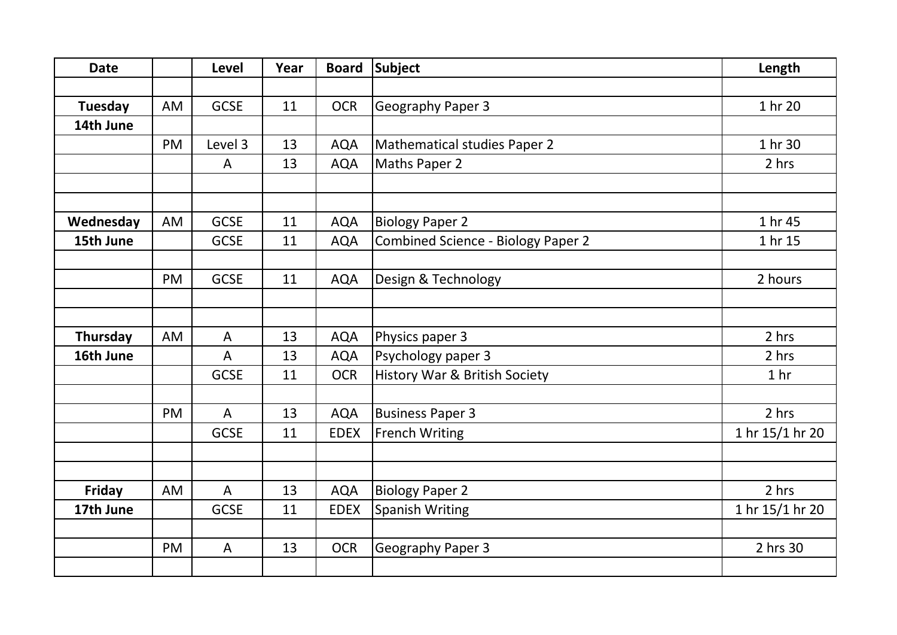| Date | | Level | Year | Board | Subject | Length |
|---|---|---|---|---|---|---|
| | | | | | | |
| **Tuesday** | AM | GCSE | 11 | OCR | Geography Paper 3 | 1 hr 20 |
| **14th June** | | | | | | |
| | PM | Level 3 | 13 | AQA | Mathematical studies Paper 2 | 1 hr 30 |
| | | A | 13 | AQA | Maths Paper 2 | 2 hrs |
| | | | | | | |
| | | | | | | |
| **Wednesday** | AM | GCSE | 11 | AQA | Biology Paper 2 | 1 hr 45 |
| **15th June** | | GCSE | 11 | AQA | Combined Science - Biology Paper 2 | 1 hr 15 |
| | | | | | | |
| | PM | GCSE | 11 | AQA | Design & Technology | 2 hours |
| | | | | | | |
| | | | | | | |
| **Thursday** | AM | A | 13 | AQA | Physics paper 3 | 2 hrs |
| **16th June** | | A | 13 | AQA | Psychology paper 3 | 2 hrs |
| | | GCSE | 11 | OCR | History War & British Society | 1 hr |
| | | | | | | |
| | PM | A | 13 | AQA | Business Paper 3 | 2 hrs |
| | | GCSE | 11 | EDEX | French Writing | 1 hr 15/1 hr 20 |
| | | | | | | |
| | | | | | | |
| **Friday** | AM | A | 13 | AQA | Biology Paper 2 | 2 hrs |
| **17th June** | | GCSE | 11 | EDEX | Spanish Writing | 1 hr 15/1 hr 20 |
| | | | | | | |
| | PM | A | 13 | OCR | Geography Paper 3 | 2 hrs 30 |
| | | | | | | |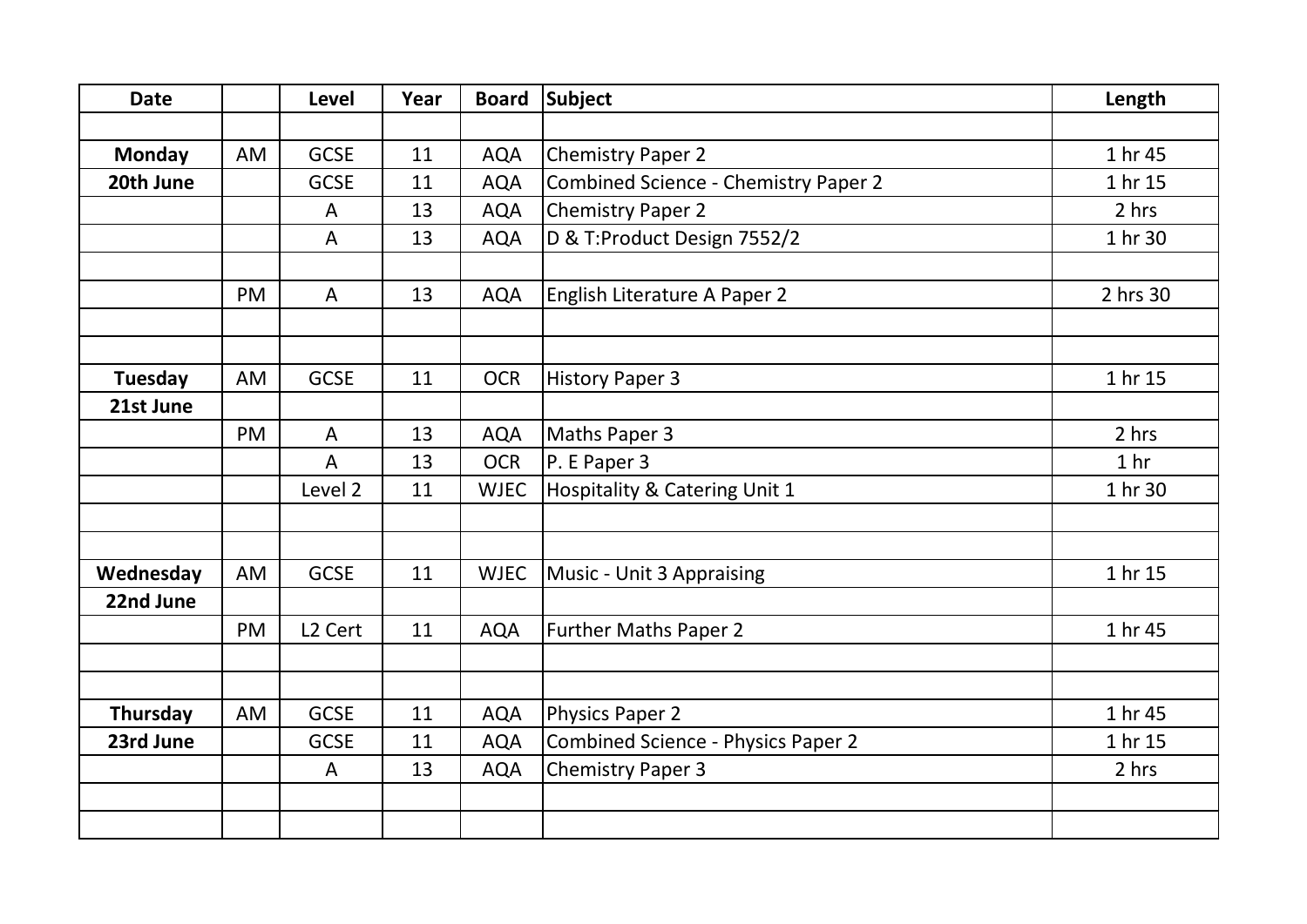| Date | | Level | Year | Board | Subject | Length |
|---|---|---|---|---|---|---|
| | | | | | | |
| **Monday** | AM | GCSE | 11 | AQA | Chemistry Paper 2 | 1 hr 45 |
| **20th June** | | GCSE | 11 | AQA | Combined Science - Chemistry Paper 2 | 1 hr 15 |
| | | A | 13 | AQA | Chemistry Paper 2 | 2 hrs |
| | | A | 13 | AQA | D & T:Product Design 7552/2 | 1 hr 30 |
| | | | | | | |
| | PM | A | 13 | AQA | English Literature A Paper 2 | 2 hrs 30 |
| | | | | | | |
| | | | | | | |
| **Tuesday** | AM | GCSE | 11 | OCR | History Paper 3 | 1 hr 15 |
| **21st June** | | | | | | |
| | PM | A | 13 | AQA | Maths Paper 3 | 2 hrs |
| | | A | 13 | OCR | P. E Paper 3 | 1 hr |
| | | Level 2 | 11 | WJEC | Hospitality & Catering Unit 1 | 1 hr 30 |
| | | | | | | |
| | | | | | | |
| **Wednesday** | AM | GCSE | 11 | WJEC | Music - Unit 3 Appraising | 1 hr 15 |
| **22nd June** | | | | | | |
| | PM | L2 Cert | 11 | AQA | Further Maths Paper 2 | 1 hr 45 |
| | | | | | | |
| | | | | | | |
| **Thursday** | AM | GCSE | 11 | AQA | Physics Paper 2 | 1 hr 45 |
| **23rd June** | | GCSE | 11 | AQA | Combined Science - Physics Paper 2 | 1 hr 15 |
| | | A | 13 | AQA | Chemistry Paper 3 | 2 hrs |
| | | | | | | |
| | | | | | | |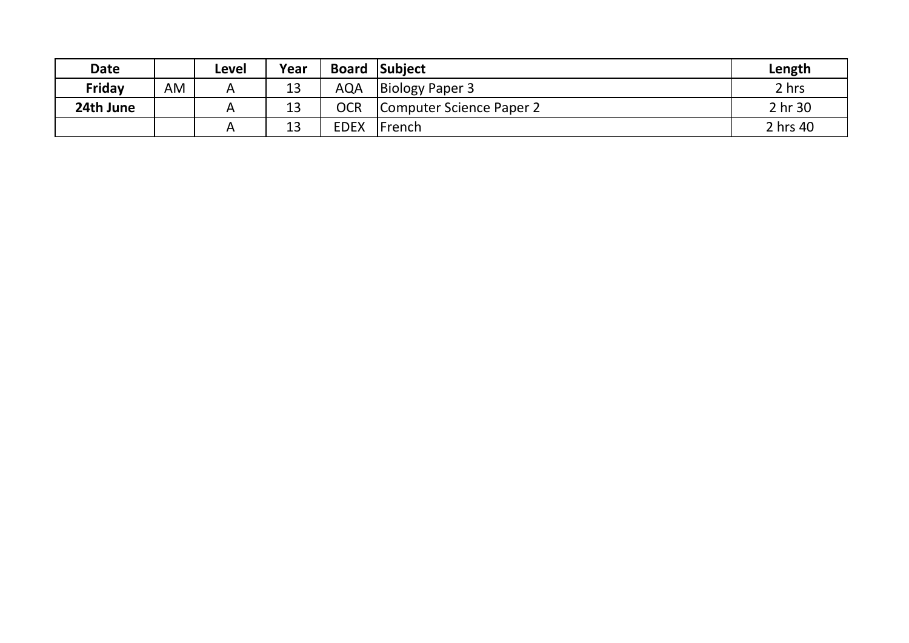| Date | | Level | Year | Board | Subject | Length |
|---|---|---|---|---|---|---|
| **Friday** | AM | A | 13 | AQA | Biology Paper 3 | 2 hrs |
| **24th June** | | A | 13 | OCR | Computer Science Paper 2 | 2 hr 30 |
| | | A | 13 | EDEX | French | 2 hrs 40 |